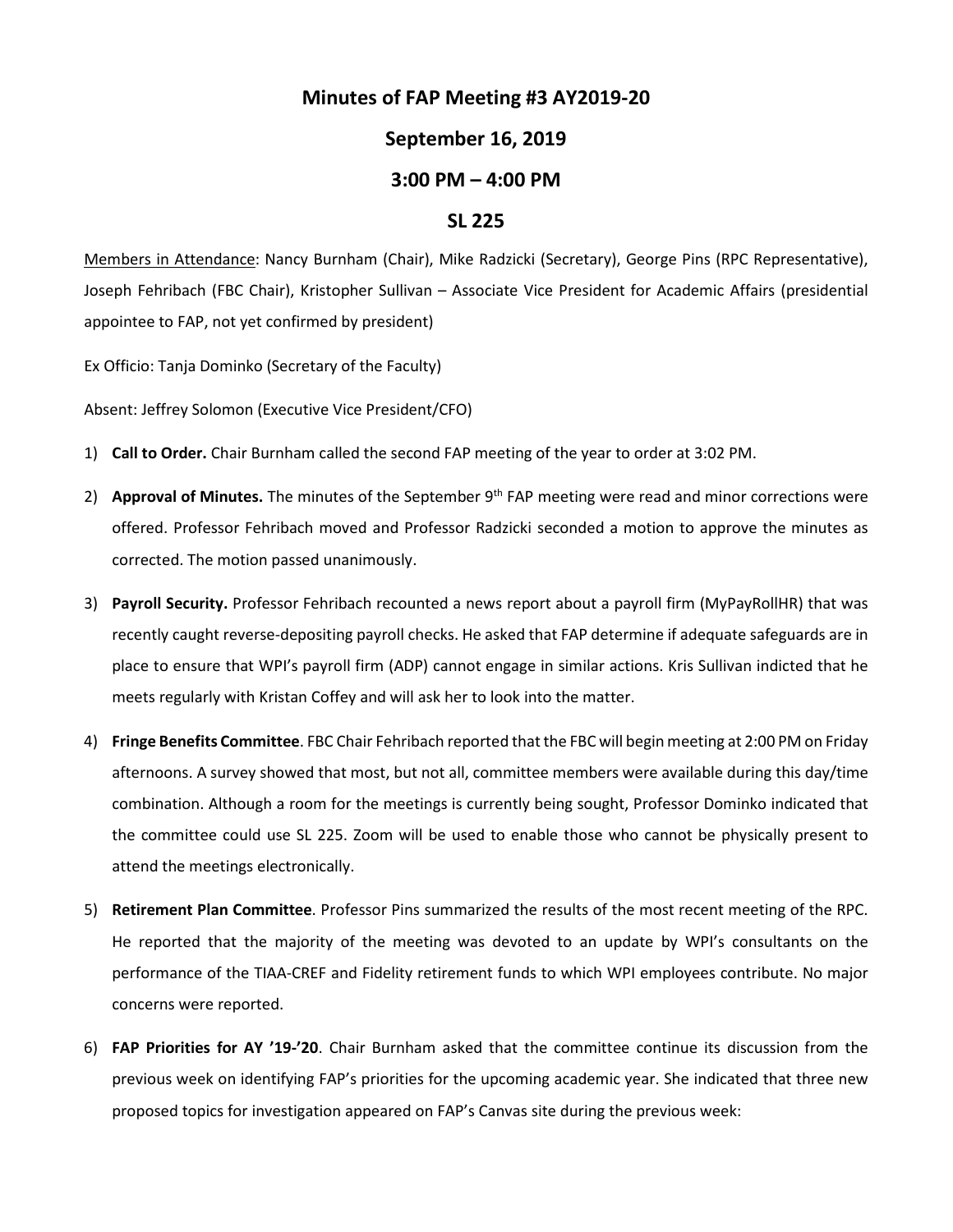# Minutes of FAP Meeting #3 AY2019-20

## September 16, 2019

## 3:00 PM – 4:00 PM

## SL 225

Members in Attendance: Nancy Burnham (Chair), Mike Radzicki (Secretary), George Pins (RPC Representative), Joseph Fehribach (FBC Chair), Kristopher Sullivan – Associate Vice President for Academic Affairs (presidential appointee to FAP, not yet confirmed by president)

Ex Officio: Tanja Dominko (Secretary of the Faculty)

Absent: Jeffrey Solomon (Executive Vice President/CFO)

1) **Call to Order.** Chair Burnham called the second FAP meeting of the year to order at 3:02 PM.

2) **Approval of Minutes.** The minutes of the September 9th FAP meeting were read and minor corrections were offered. Professor Fehribach moved and Professor Radzicki seconded a motion to approve the minutes as corrected. The motion passed unanimously.

3) **Payroll Security.** Professor Fehribach recounted a news report about a payroll firm (MyPayRollHR) that was recently caught reverse-depositing payroll checks. He asked that FAP determine if adequate safeguards are in place to ensure that WPI's payroll firm (ADP) cannot engage in similar actions. Kris Sullivan indicted that he meets regularly with Kristan Coffey and will ask her to look into the matter.

4) **Fringe Benefits Committee**. FBC Chair Fehribach reported that the FBC will begin meeting at 2:00 PM on Friday afternoons. A survey showed that most, but not all, committee members were available during this day/time combination. Although a room for the meetings is currently being sought, Professor Dominko indicated that the committee could use SL 225. Zoom will be used to enable those who cannot be physically present to attend the meetings electronically.

5) **Retirement Plan Committee**. Professor Pins summarized the results of the most recent meeting of the RPC. He reported that the majority of the meeting was devoted to an update by WPI's consultants on the performance of the TIAA-CREF and Fidelity retirement funds to which WPI employees contribute. No major concerns were reported.

6) **FAP Priorities for AY '19-'20**. Chair Burnham asked that the committee continue its discussion from the previous week on identifying FAP's priorities for the upcoming academic year. She indicated that three new proposed topics for investigation appeared on FAP's Canvas site during the previous week: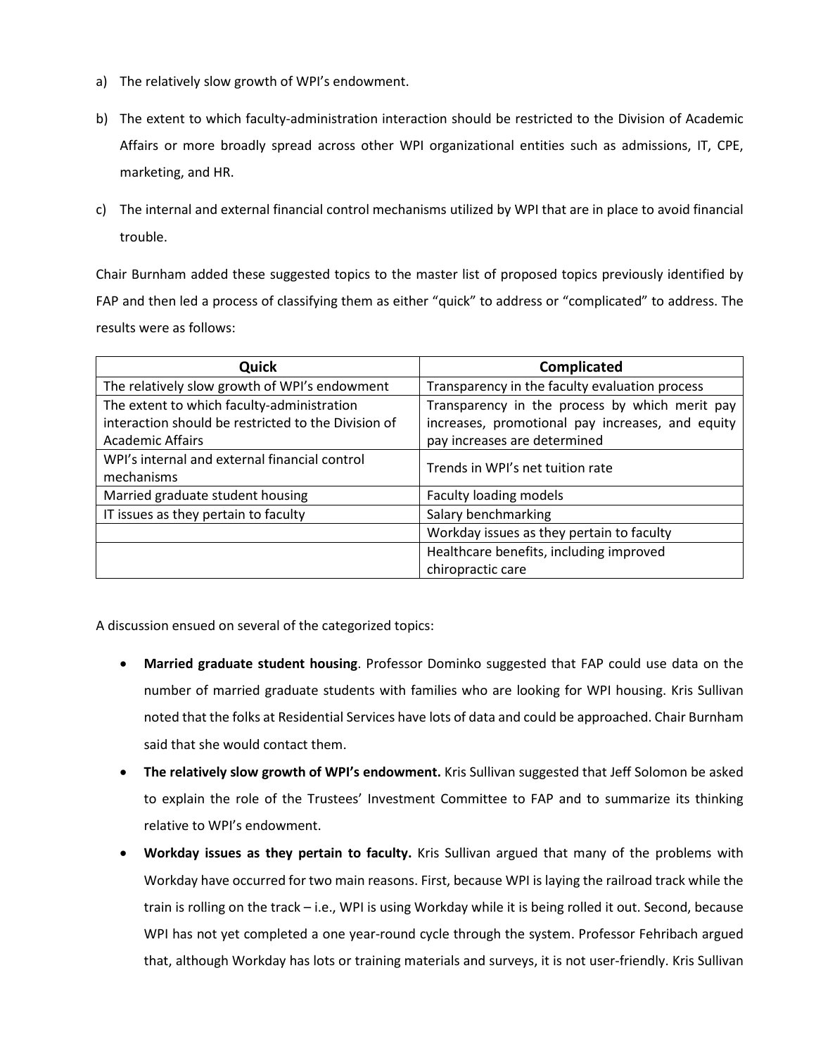a) The relatively slow growth of WPI's endowment.

b) The extent to which faculty-administration interaction should be restricted to the Division of Academic Affairs or more broadly spread across other WPI organizational entities such as admissions, IT, CPE, marketing, and HR.

c) The internal and external financial control mechanisms utilized by WPI that are in place to avoid financial trouble.

Chair Burnham added these suggested topics to the master list of proposed topics previously identified by FAP and then led a process of classifying them as either "quick" to address or "complicated" to address. The results were as follows:

| Quick | Complicated |
|---|---|
| The relatively slow growth of WPI's endowment | Transparency in the faculty evaluation process |
| The extent to which faculty-administration interaction should be restricted to the Division of Academic Affairs | Transparency in the process by which merit pay increases, promotional pay increases, and equity pay increases are determined |
| WPI's internal and external financial control mechanisms | Trends in WPI's net tuition rate |
| Married graduate student housing | Faculty loading models |
| IT issues as they pertain to faculty | Salary benchmarking |
| | Workday issues as they pertain to faculty |
| | Healthcare benefits, including improved chiropractic care |

A discussion ensued on several of the categorized topics:

- **Married graduate student housing**. Professor Dominko suggested that FAP could use data on the number of married graduate students with families who are looking for WPI housing. Kris Sullivan noted that the folks at Residential Services have lots of data and could be approached. Chair Burnham said that she would contact them.
- **The relatively slow growth of WPI's endowment.** Kris Sullivan suggested that Jeff Solomon be asked to explain the role of the Trustees' Investment Committee to FAP and to summarize its thinking relative to WPI's endowment.
- **Workday issues as they pertain to faculty.** Kris Sullivan argued that many of the problems with Workday have occurred for two main reasons. First, because WPI is laying the railroad track while the train is rolling on the track – i.e., WPI is using Workday while it is being rolled it out. Second, because WPI has not yet completed a one year-round cycle through the system. Professor Fehribach argued that, although Workday has lots or training materials and surveys, it is not user-friendly. Kris Sullivan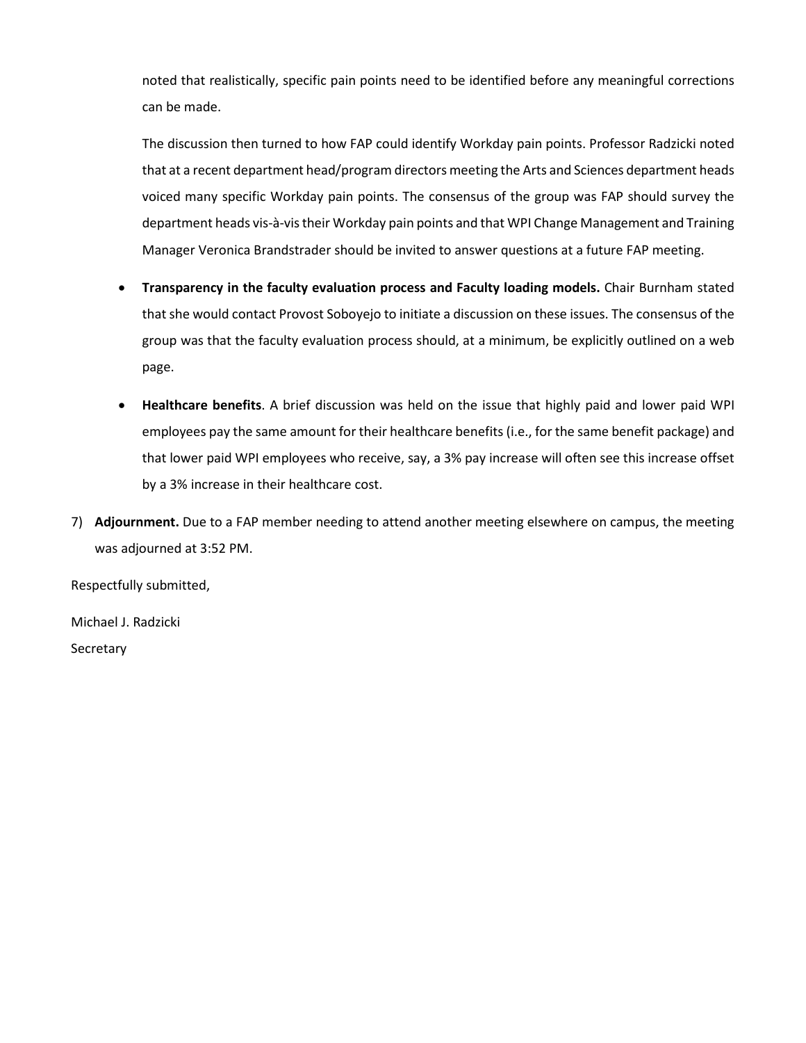noted that realistically, specific pain points need to be identified before any meaningful corrections can be made.

The discussion then turned to how FAP could identify Workday pain points. Professor Radzicki noted that at a recent department head/program directors meeting the Arts and Sciences department heads voiced many specific Workday pain points. The consensus of the group was FAP should survey the department heads vis-à-vis their Workday pain points and that WPI Change Management and Training Manager Veronica Brandstrader should be invited to answer questions at a future FAP meeting.

- **Transparency in the faculty evaluation process and Faculty loading models.** Chair Burnham stated that she would contact Provost Soboyejo to initiate a discussion on these issues. The consensus of the group was that the faculty evaluation process should, at a minimum, be explicitly outlined on a web page.
- **Healthcare benefits**. A brief discussion was held on the issue that highly paid and lower paid WPI employees pay the same amount for their healthcare benefits (i.e., for the same benefit package) and that lower paid WPI employees who receive, say, a 3% pay increase will often see this increase offset by a 3% increase in their healthcare cost.

7) **Adjournment.** Due to a FAP member needing to attend another meeting elsewhere on campus, the meeting was adjourned at 3:52 PM.

Respectfully submitted,

Michael J. Radzicki
Secretary